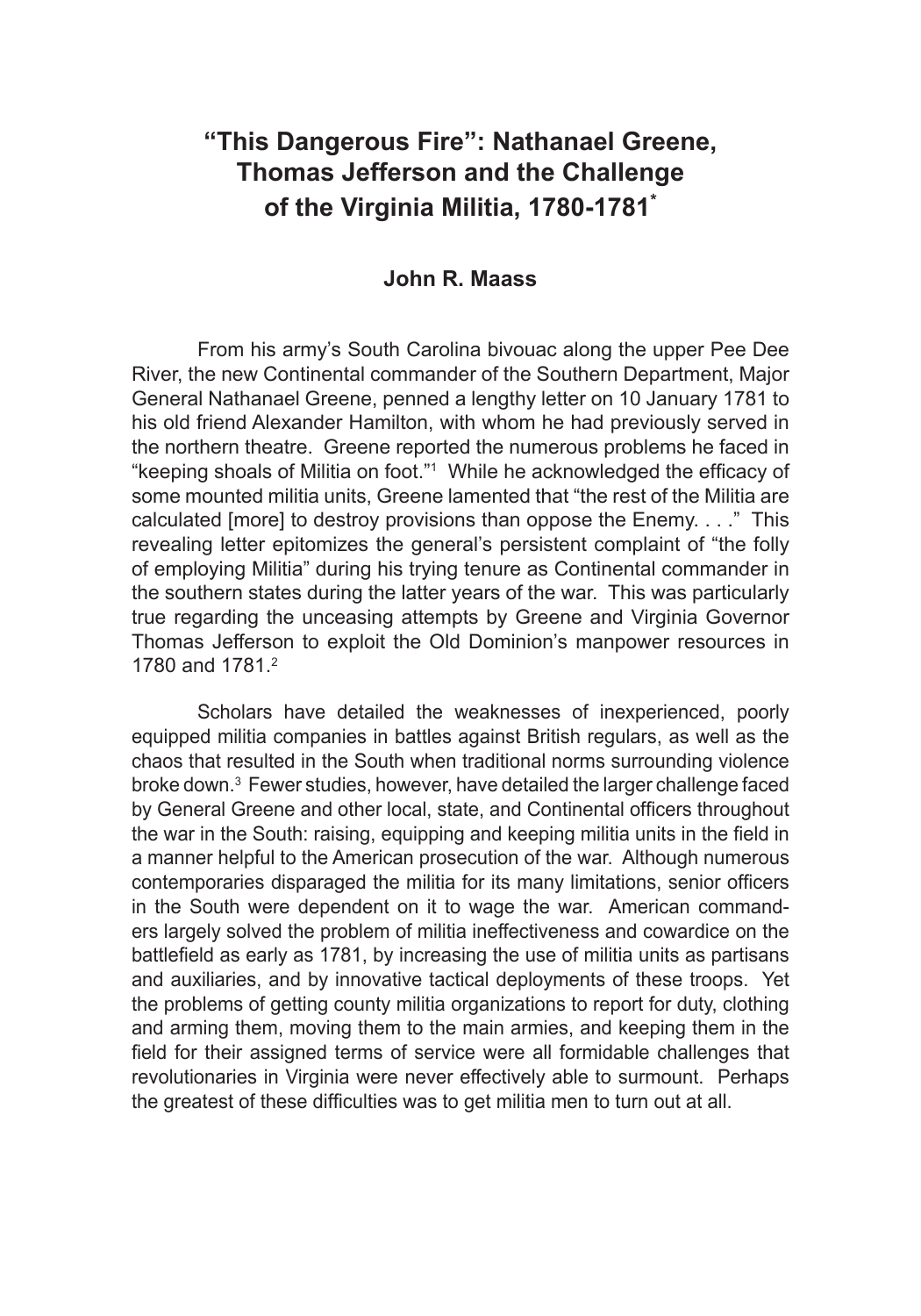# "This Dangerous Fire": Nathanael Greene, Thomas Jefferson and the Challenge of the Virginia Militia, 1780-1781*

**John R. Maass**

From his army's South Carolina bivouac along the upper Pee Dee River, the new Continental commander of the Southern Department, Major General Nathanael Greene, penned a lengthy letter on 10 January 1781 to his old friend Alexander Hamilton, with whom he had previously served in the northern theatre. Greene reported the numerous problems he faced in "keeping shoals of Militia on foot."[1] While he acknowledged the efficacy of some mounted militia units, Greene lamented that "the rest of the Militia are calculated [more] to destroy provisions than oppose the Enemy. . . ." This revealing letter epitomizes the general's persistent complaint of "the folly of employing Militia" during his trying tenure as Continental commander in the southern states during the latter years of the war. This was particularly true regarding the unceasing attempts by Greene and Virginia Governor Thomas Jefferson to exploit the Old Dominion's manpower resources in 1780 and 1781.[2]

Scholars have detailed the weaknesses of inexperienced, poorly equipped militia companies in battles against British regulars, as well as the chaos that resulted in the South when traditional norms surrounding violence broke down.[3] Fewer studies, however, have detailed the larger challenge faced by General Greene and other local, state, and Continental officers throughout the war in the South: raising, equipping and keeping militia units in the field in a manner helpful to the American prosecution of the war. Although numerous contemporaries disparaged the militia for its many limitations, senior officers in the South were dependent on it to wage the war. American commanders largely solved the problem of militia ineffectiveness and cowardice on the battlefield as early as 1781, by increasing the use of militia units as partisans and auxiliaries, and by innovative tactical deployments of these troops. Yet the problems of getting county militia organizations to report for duty, clothing and arming them, moving them to the main armies, and keeping them in the field for their assigned terms of service were all formidable challenges that revolutionaries in Virginia were never effectively able to surmount. Perhaps the greatest of these difficulties was to get militia men to turn out at all.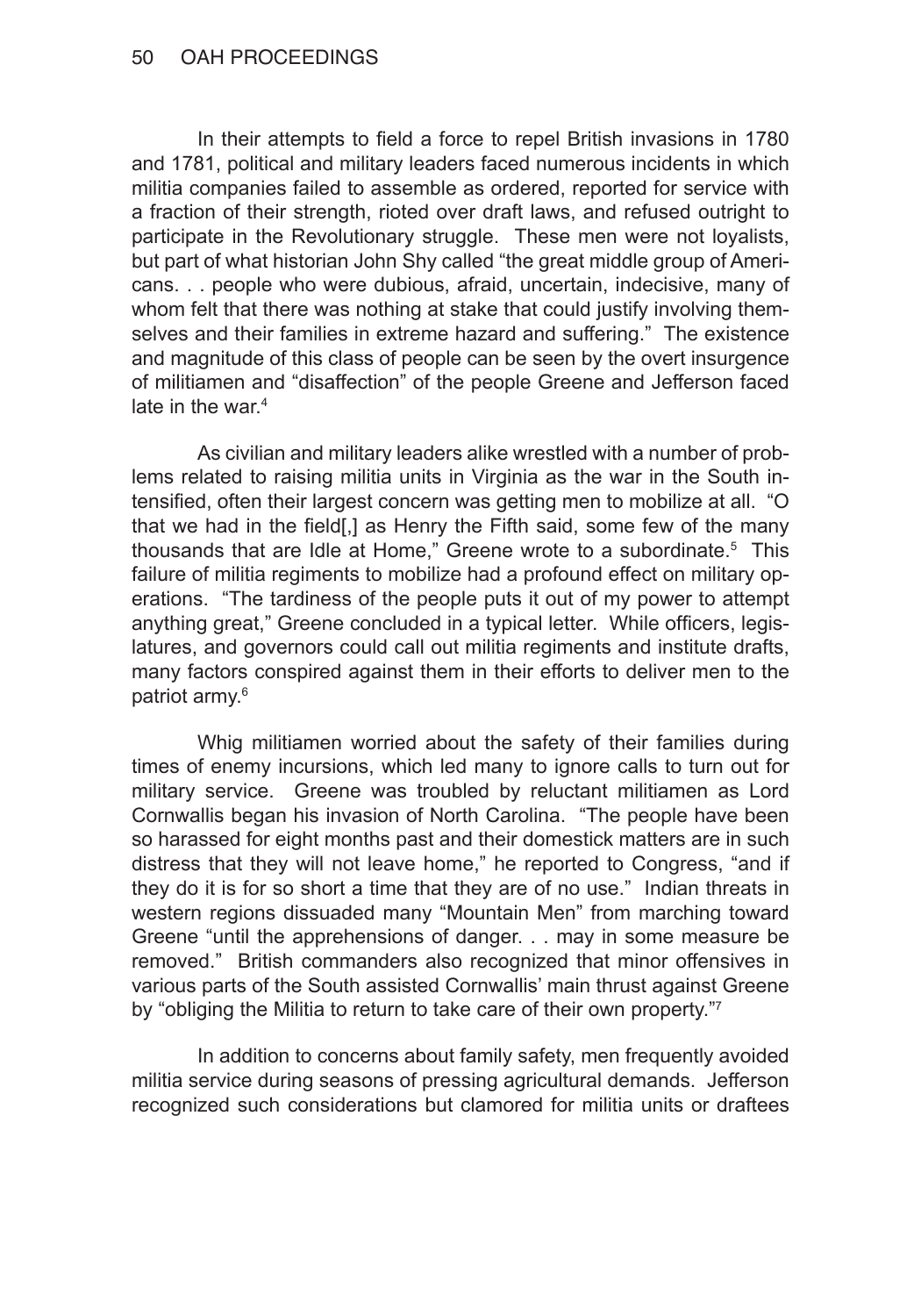In their attempts to field a force to repel British invasions in 1780 and 1781, political and military leaders faced numerous incidents in which militia companies failed to assemble as ordered, reported for service with a fraction of their strength, rioted over draft laws, and refused outright to participate in the Revolutionary struggle. These men were not loyalists, but part of what historian John Shy called "the great middle group of Americans. . . people who were dubious, afraid, uncertain, indecisive, many of whom felt that there was nothing at stake that could justify involving themselves and their families in extreme hazard and suffering." The existence and magnitude of this class of people can be seen by the overt insurgence of militiamen and "disaffection" of the people Greene and Jefferson faced late in the war.[4]

As civilian and military leaders alike wrestled with a number of problems related to raising militia units in Virginia as the war in the South intensified, often their largest concern was getting men to mobilize at all. "O that we had in the field[,] as Henry the Fifth said, some few of the many thousands that are Idle at Home," Greene wrote to a subordinate.[5] This failure of militia regiments to mobilize had a profound effect on military operations. "The tardiness of the people puts it out of my power to attempt anything great," Greene concluded in a typical letter. While officers, legislatures, and governors could call out militia regiments and institute drafts, many factors conspired against them in their efforts to deliver men to the patriot army.[6]

Whig militiamen worried about the safety of their families during times of enemy incursions, which led many to ignore calls to turn out for military service. Greene was troubled by reluctant militiamen as Lord Cornwallis began his invasion of North Carolina. "The people have been so harassed for eight months past and their domestick matters are in such distress that they will not leave home," he reported to Congress, "and if they do it is for so short a time that they are of no use." Indian threats in western regions dissuaded many "Mountain Men" from marching toward Greene "until the apprehensions of danger. . . may in some measure be removed." British commanders also recognized that minor offensives in various parts of the South assisted Cornwallis' main thrust against Greene by "obliging the Militia to return to take care of their own property."[7]

In addition to concerns about family safety, men frequently avoided militia service during seasons of pressing agricultural demands. Jefferson recognized such considerations but clamored for militia units or draftees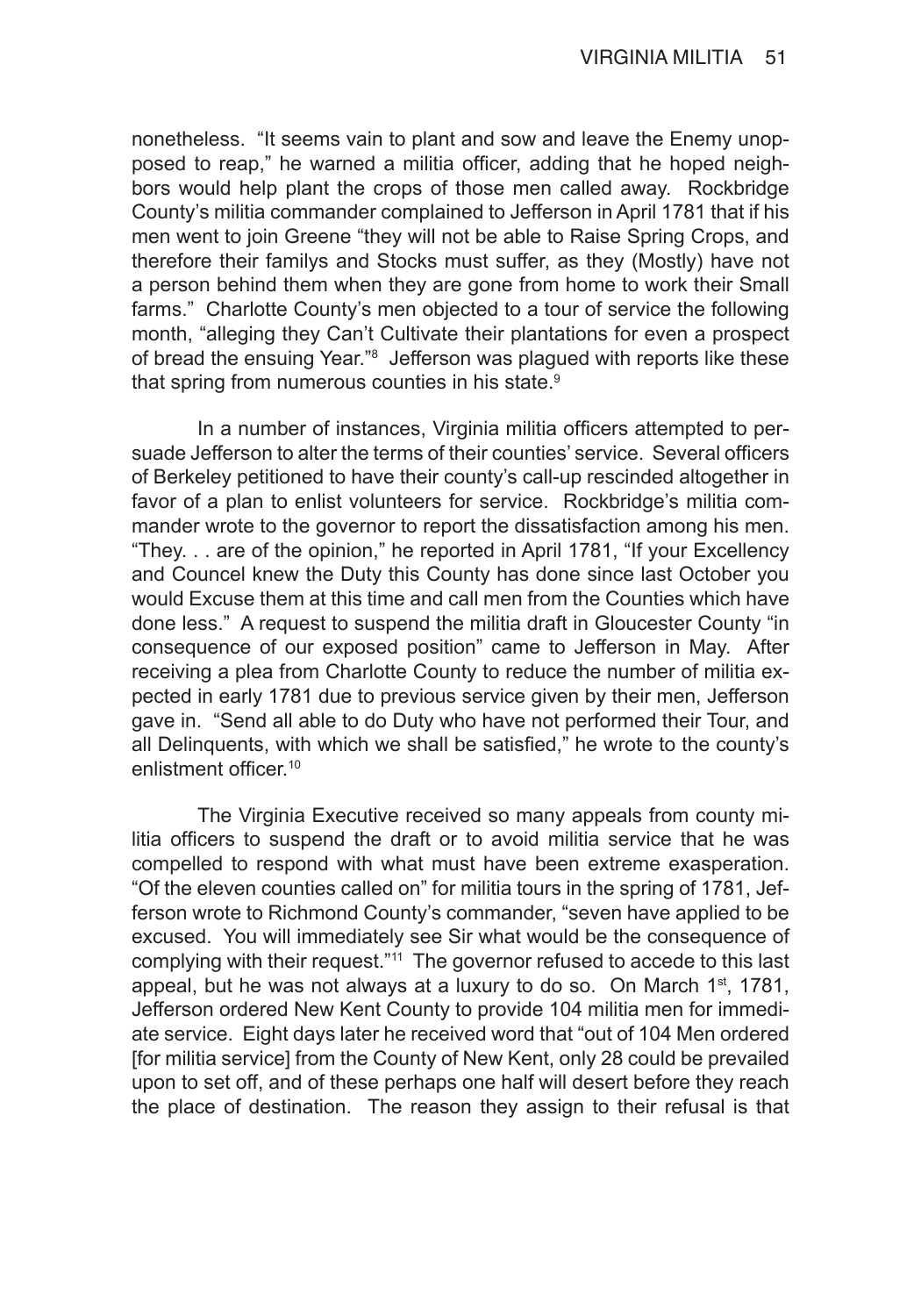nonetheless. "It seems vain to plant and sow and leave the Enemy unopposed to reap," he warned a militia officer, adding that he hoped neighbors would help plant the crops of those men called away. Rockbridge County's militia commander complained to Jefferson in April 1781 that if his men went to join Greene "they will not be able to Raise Spring Crops, and therefore their familys and Stocks must suffer, as they (Mostly) have not a person behind them when they are gone from home to work their Small farms." Charlotte County's men objected to a tour of service the following month, "alleging they Can't Cultivate their plantations for even a prospect of bread the ensuing Year."[8] Jefferson was plagued with reports like these that spring from numerous counties in his state.[9]

In a number of instances, Virginia militia officers attempted to persuade Jefferson to alter the terms of their counties' service. Several officers of Berkeley petitioned to have their county's call-up rescinded altogether in favor of a plan to enlist volunteers for service. Rockbridge's militia commander wrote to the governor to report the dissatisfaction among his men. "They. . . are of the opinion," he reported in April 1781, "If your Excellency and Councel knew the Duty this County has done since last October you would Excuse them at this time and call men from the Counties which have done less." A request to suspend the militia draft in Gloucester County "in consequence of our exposed position" came to Jefferson in May. After receiving a plea from Charlotte County to reduce the number of militia expected in early 1781 due to previous service given by their men, Jefferson gave in. "Send all able to do Duty who have not performed their Tour, and all Delinquents, with which we shall be satisfied," he wrote to the county's enlistment officer.[10]

The Virginia Executive received so many appeals from county militia officers to suspend the draft or to avoid militia service that he was compelled to respond with what must have been extreme exasperation. "Of the eleven counties called on" for militia tours in the spring of 1781, Jefferson wrote to Richmond County's commander, "seven have applied to be excused. You will immediately see Sir what would be the consequence of complying with their request."[11] The governor refused to accede to this last appeal, but he was not always at a luxury to do so. On March 1st, 1781, Jefferson ordered New Kent County to provide 104 militia men for immediate service. Eight days later he received word that "out of 104 Men ordered [for militia service] from the County of New Kent, only 28 could be prevailed upon to set off, and of these perhaps one half will desert before they reach the place of destination. The reason they assign to their refusal is that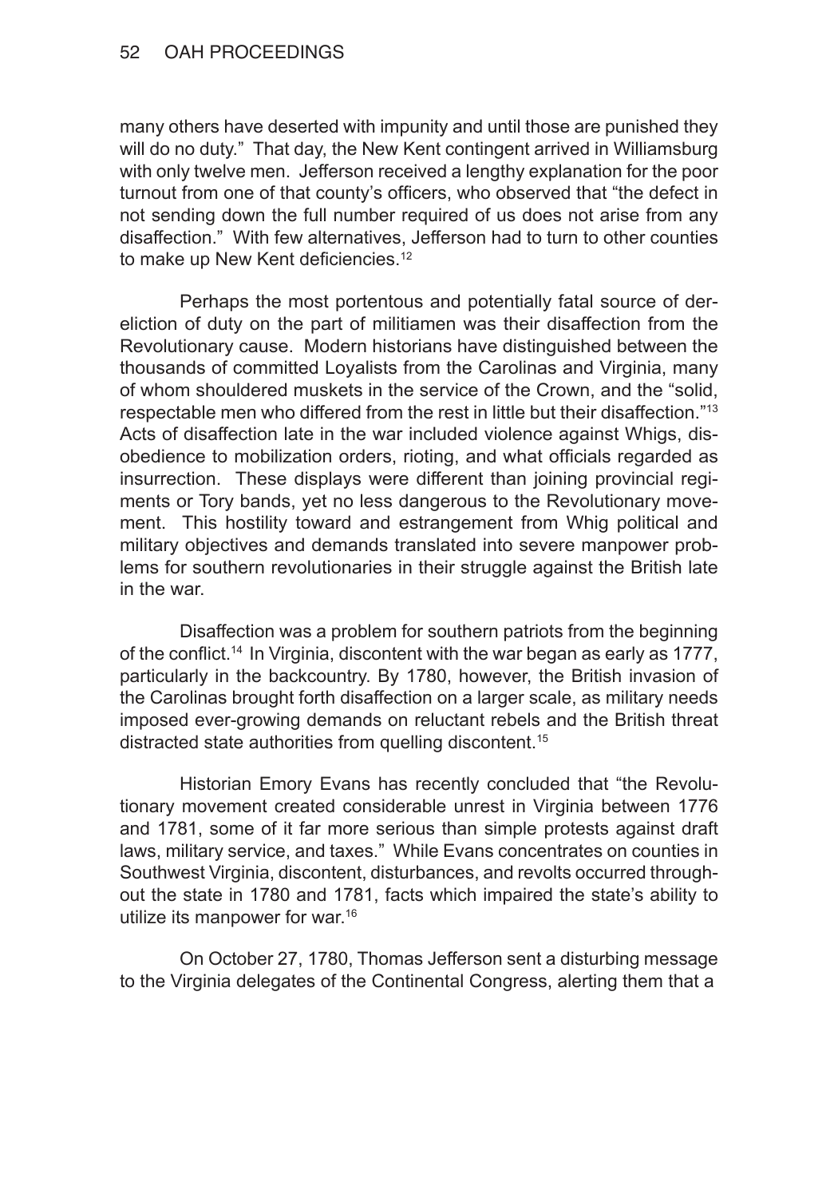many others have deserted with impunity and until those are punished they will do no duty." That day, the New Kent contingent arrived in Williamsburg with only twelve men. Jefferson received a lengthy explanation for the poor turnout from one of that county's officers, who observed that "the defect in not sending down the full number required of us does not arise from any disaffection." With few alternatives, Jefferson had to turn to other counties to make up New Kent deficiencies.[12]

Perhaps the most portentous and potentially fatal source of dereliction of duty on the part of militiamen was their disaffection from the Revolutionary cause. Modern historians have distinguished between the thousands of committed Loyalists from the Carolinas and Virginia, many of whom shouldered muskets in the service of the Crown, and the "solid, respectable men who differed from the rest in little but their disaffection."[13] Acts of disaffection late in the war included violence against Whigs, disobedience to mobilization orders, rioting, and what officials regarded as insurrection. These displays were different than joining provincial regiments or Tory bands, yet no less dangerous to the Revolutionary movement. This hostility toward and estrangement from Whig political and military objectives and demands translated into severe manpower problems for southern revolutionaries in their struggle against the British late in the war.

Disaffection was a problem for southern patriots from the beginning of the conflict.[14] In Virginia, discontent with the war began as early as 1777, particularly in the backcountry. By 1780, however, the British invasion of the Carolinas brought forth disaffection on a larger scale, as military needs imposed ever-growing demands on reluctant rebels and the British threat distracted state authorities from quelling discontent.[15]

Historian Emory Evans has recently concluded that "the Revolutionary movement created considerable unrest in Virginia between 1776 and 1781, some of it far more serious than simple protests against draft laws, military service, and taxes." While Evans concentrates on counties in Southwest Virginia, discontent, disturbances, and revolts occurred throughout the state in 1780 and 1781, facts which impaired the state's ability to utilize its manpower for war.[16]

On October 27, 1780, Thomas Jefferson sent a disturbing message to the Virginia delegates of the Continental Congress, alerting them that a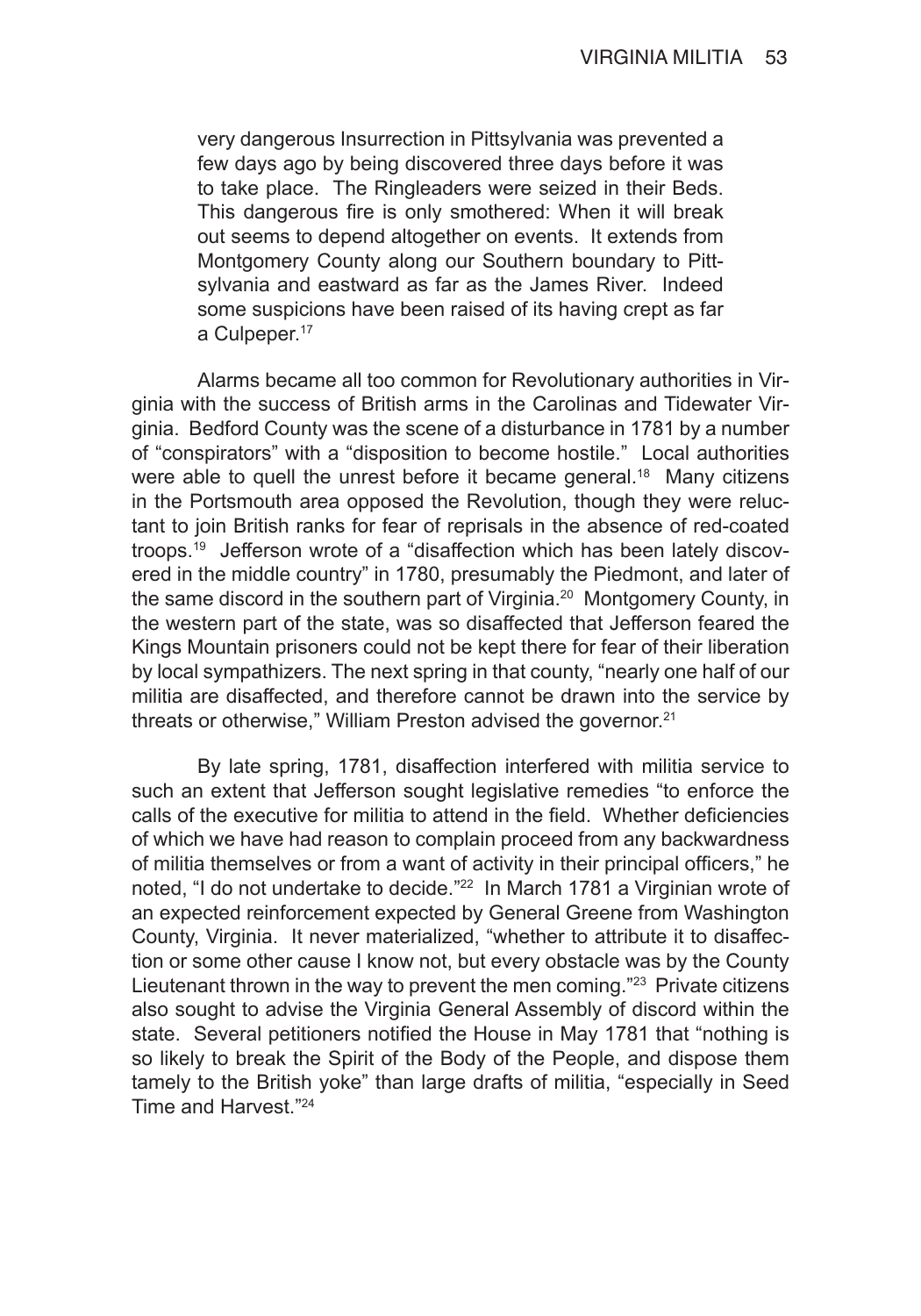> very dangerous Insurrection in Pittsylvania was prevented a few days ago by being discovered three days before it was to take place. The Ringleaders were seized in their Beds. This dangerous fire is only smothered: When it will break out seems to depend altogether on events. It extends from Montgomery County along our Southern boundary to Pittsylvania and eastward as far as the James River. Indeed some suspicions have been raised of its having crept as far a Culpeper.[17]

Alarms became all too common for Revolutionary authorities in Virginia with the success of British arms in the Carolinas and Tidewater Virginia. Bedford County was the scene of a disturbance in 1781 by a number of "conspirators" with a "disposition to become hostile." Local authorities were able to quell the unrest before it became general.[18] Many citizens in the Portsmouth area opposed the Revolution, though they were reluctant to join British ranks for fear of reprisals in the absence of red-coated troops.[19] Jefferson wrote of a "disaffection which has been lately discovered in the middle country" in 1780, presumably the Piedmont, and later of the same discord in the southern part of Virginia.[20] Montgomery County, in the western part of the state, was so disaffected that Jefferson feared the Kings Mountain prisoners could not be kept there for fear of their liberation by local sympathizers. The next spring in that county, "nearly one half of our militia are disaffected, and therefore cannot be drawn into the service by threats or otherwise," William Preston advised the governor.[21]

By late spring, 1781, disaffection interfered with militia service to such an extent that Jefferson sought legislative remedies "to enforce the calls of the executive for militia to attend in the field. Whether deficiencies of which we have had reason to complain proceed from any backwardness of militia themselves or from a want of activity in their principal officers," he noted, "I do not undertake to decide."[22] In March 1781 a Virginian wrote of an expected reinforcement expected by General Greene from Washington County, Virginia. It never materialized, "whether to attribute it to disaffection or some other cause I know not, but every obstacle was by the County Lieutenant thrown in the way to prevent the men coming."[23] Private citizens also sought to advise the Virginia General Assembly of discord within the state. Several petitioners notified the House in May 1781 that "nothing is so likely to break the Spirit of the Body of the People, and dispose them tamely to the British yoke" than large drafts of militia, "especially in Seed Time and Harvest."[24]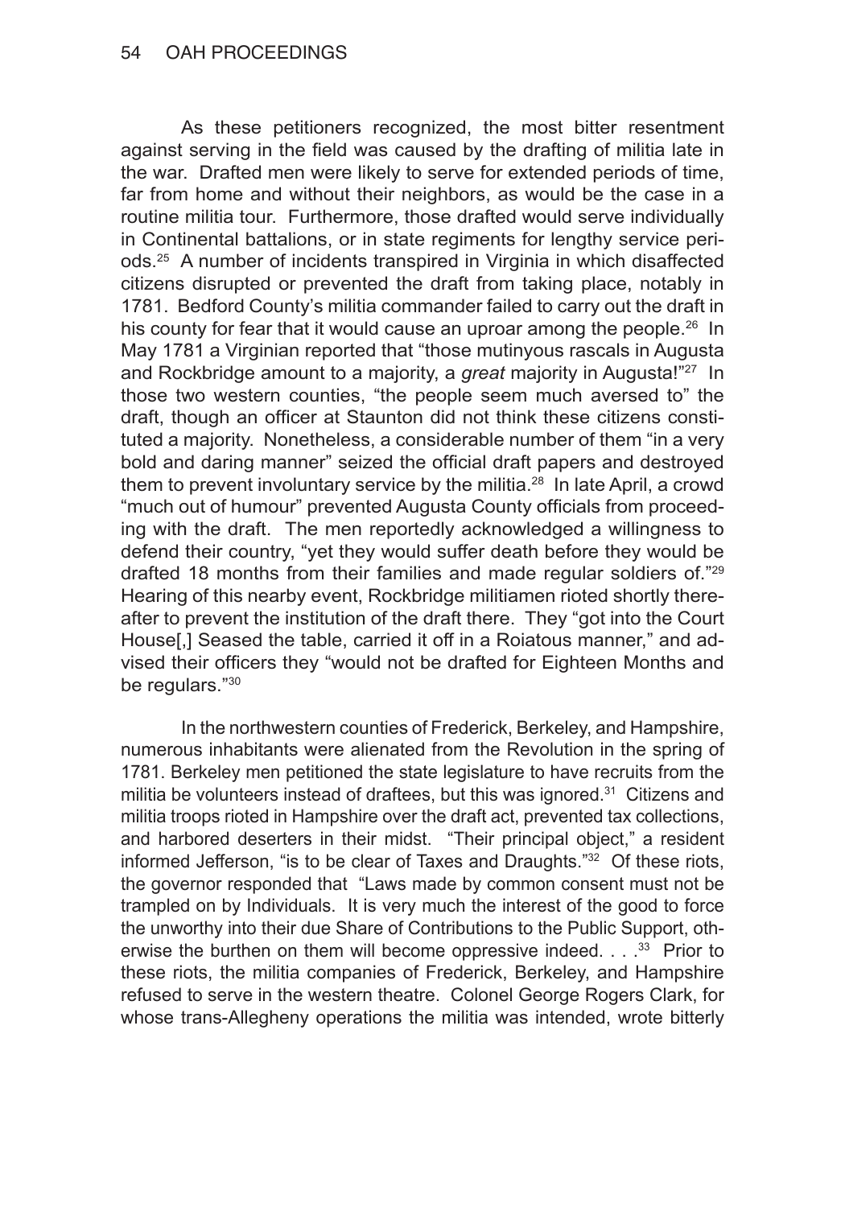As these petitioners recognized, the most bitter resentment against serving in the field was caused by the drafting of militia late in the war. Drafted men were likely to serve for extended periods of time, far from home and without their neighbors, as would be the case in a routine militia tour. Furthermore, those drafted would serve individually in Continental battalions, or in state regiments for lengthy service periods.[25] A number of incidents transpired in Virginia in which disaffected citizens disrupted or prevented the draft from taking place, notably in 1781. Bedford County's militia commander failed to carry out the draft in his county for fear that it would cause an uproar among the people.[26] In May 1781 a Virginian reported that "those mutinyous rascals in Augusta and Rockbridge amount to a majority, a *great* majority in Augusta!"[27] In those two western counties, "the people seem much aversed to" the draft, though an officer at Staunton did not think these citizens constituted a majority. Nonetheless, a considerable number of them "in a very bold and daring manner" seized the official draft papers and destroyed them to prevent involuntary service by the militia.[28] In late April, a crowd "much out of humour" prevented Augusta County officials from proceeding with the draft. The men reportedly acknowledged a willingness to defend their country, "yet they would suffer death before they would be drafted 18 months from their families and made regular soldiers of."[29] Hearing of this nearby event, Rockbridge militiamen rioted shortly thereafter to prevent the institution of the draft there. They "got into the Court House[,] Seased the table, carried it off in a Roiatous manner," and advised their officers they "would not be drafted for Eighteen Months and be regulars."[30]

In the northwestern counties of Frederick, Berkeley, and Hampshire, numerous inhabitants were alienated from the Revolution in the spring of 1781. Berkeley men petitioned the state legislature to have recruits from the militia be volunteers instead of draftees, but this was ignored.[31] Citizens and militia troops rioted in Hampshire over the draft act, prevented tax collections, and harbored deserters in their midst. "Their principal object," a resident informed Jefferson, "is to be clear of Taxes and Draughts."[32] Of these riots, the governor responded that "Laws made by common consent must not be trampled on by Individuals. It is very much the interest of the good to force the unworthy into their due Share of Contributions to the Public Support, otherwise the burthen on them will become oppressive indeed. . . .[33] Prior to these riots, the militia companies of Frederick, Berkeley, and Hampshire refused to serve in the western theatre. Colonel George Rogers Clark, for whose trans-Allegheny operations the militia was intended, wrote bitterly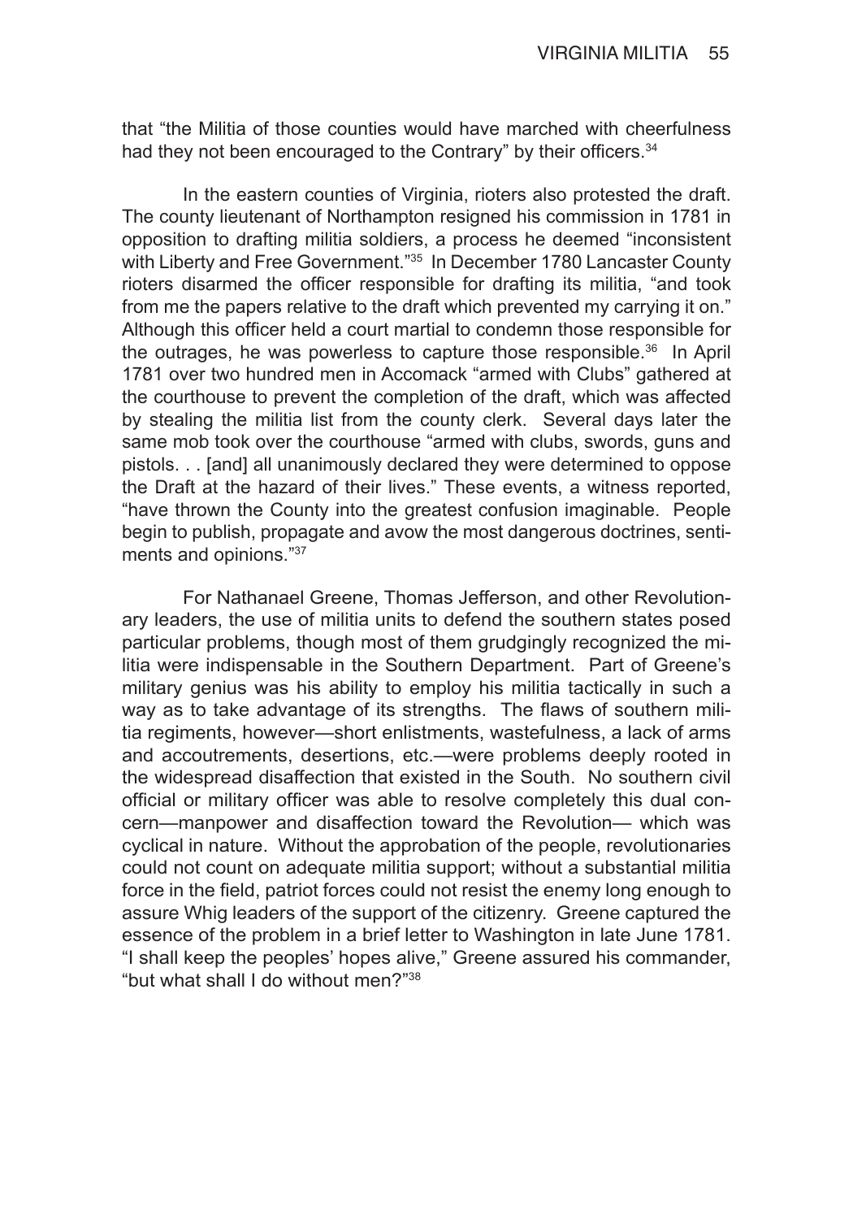that "the Militia of those counties would have marched with cheerfulness had they not been encouraged to the Contrary" by their officers.[34]

In the eastern counties of Virginia, rioters also protested the draft. The county lieutenant of Northampton resigned his commission in 1781 in opposition to drafting militia soldiers, a process he deemed "inconsistent with Liberty and Free Government."[35] In December 1780 Lancaster County rioters disarmed the officer responsible for drafting its militia, "and took from me the papers relative to the draft which prevented my carrying it on." Although this officer held a court martial to condemn those responsible for the outrages, he was powerless to capture those responsible.[36] In April 1781 over two hundred men in Accomack "armed with Clubs" gathered at the courthouse to prevent the completion of the draft, which was affected by stealing the militia list from the county clerk. Several days later the same mob took over the courthouse "armed with clubs, swords, guns and pistols. . . [and] all unanimously declared they were determined to oppose the Draft at the hazard of their lives." These events, a witness reported, "have thrown the County into the greatest confusion imaginable. People begin to publish, propagate and avow the most dangerous doctrines, sentiments and opinions."[37]

For Nathanael Greene, Thomas Jefferson, and other Revolutionary leaders, the use of militia units to defend the southern states posed particular problems, though most of them grudgingly recognized the militia were indispensable in the Southern Department. Part of Greene's military genius was his ability to employ his militia tactically in such a way as to take advantage of its strengths. The flaws of southern militia regiments, however—short enlistments, wastefulness, a lack of arms and accoutrements, desertions, etc.—were problems deeply rooted in the widespread disaffection that existed in the South. No southern civil official or military officer was able to resolve completely this dual concern—manpower and disaffection toward the Revolution— which was cyclical in nature. Without the approbation of the people, revolutionaries could not count on adequate militia support; without a substantial militia force in the field, patriot forces could not resist the enemy long enough to assure Whig leaders of the support of the citizenry. Greene captured the essence of the problem in a brief letter to Washington in late June 1781. "I shall keep the peoples' hopes alive," Greene assured his commander, "but what shall I do without men?"[38]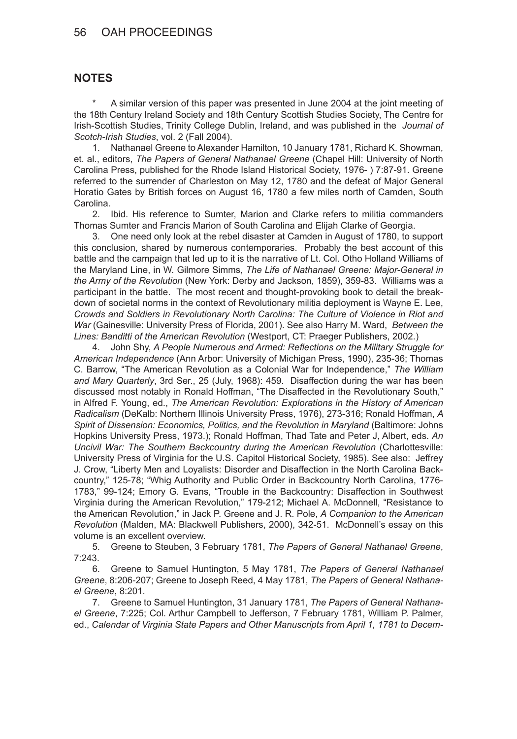## NOTES

\* A similar version of this paper was presented in June 2004 at the joint meeting of the 18th Century Ireland Society and 18th Century Scottish Studies Society, The Centre for Irish-Scottish Studies, Trinity College Dublin, Ireland, and was published in the *Journal of Scotch-Irish Studies*, vol. 2 (Fall 2004).

1. Nathanael Greene to Alexander Hamilton, 10 January 1781, Richard K. Showman, et. al., editors, *The Papers of General Nathanael Greene* (Chapel Hill: University of North Carolina Press, published for the Rhode Island Historical Society, 1976- ) 7:87-91. Greene referred to the surrender of Charleston on May 12, 1780 and the defeat of Major General Horatio Gates by British forces on August 16, 1780 a few miles north of Camden, South Carolina.

2. Ibid. His reference to Sumter, Marion and Clarke refers to militia commanders Thomas Sumter and Francis Marion of South Carolina and Elijah Clarke of Georgia.

3. One need only look at the rebel disaster at Camden in August of 1780, to support this conclusion, shared by numerous contemporaries. Probably the best account of this battle and the campaign that led up to it is the narrative of Lt. Col. Otho Holland Williams of the Maryland Line, in W. Gilmore Simms, *The Life of Nathanael Greene: Major-General in the Army of the Revolution* (New York: Derby and Jackson, 1859), 359-83. Williams was a participant in the battle. The most recent and thought-provoking book to detail the breakdown of societal norms in the context of Revolutionary militia deployment is Wayne E. Lee, *Crowds and Soldiers in Revolutionary North Carolina: The Culture of Violence in Riot and War* (Gainesville: University Press of Florida, 2001). See also Harry M. Ward, *Between the Lines: Banditti of the American Revolution* (Westport, CT: Praeger Publishers, 2002.)

4. John Shy, *A People Numerous and Armed: Reflections on the Military Struggle for American Independence* (Ann Arbor: University of Michigan Press, 1990), 235-36; Thomas C. Barrow, "The American Revolution as a Colonial War for Independence," *The William and Mary Quarterly*, 3rd Ser., 25 (July, 1968): 459. Disaffection during the war has been discussed most notably in Ronald Hoffman, "The Disaffected in the Revolutionary South," in Alfred F. Young, ed., *The American Revolution: Explorations in the History of American Radicalism* (DeKalb: Northern Illinois University Press, 1976), 273-316; Ronald Hoffman, *A Spirit of Dissension: Economics, Politics, and the Revolution in Maryland* (Baltimore: Johns Hopkins University Press, 1973.); Ronald Hoffman, Thad Tate and Peter J, Albert, eds. *An Uncivil War: The Southern Backcountry during the American Revolution* (Charlottesville: University Press of Virginia for the U.S. Capitol Historical Society, 1985). See also: Jeffrey J. Crow, "Liberty Men and Loyalists: Disorder and Disaffection in the North Carolina Backcountry," 125-78; "Whig Authority and Public Order in Backcountry North Carolina, 1776-1783," 99-124; Emory G. Evans, "Trouble in the Backcountry: Disaffection in Southwest Virginia during the American Revolution," 179-212; Michael A. McDonnell, "Resistance to the American Revolution," in Jack P. Greene and J. R. Pole, *A Companion to the American Revolution* (Malden, MA: Blackwell Publishers, 2000), 342-51. McDonnell's essay on this volume is an excellent overview.

5. Greene to Steuben, 3 February 1781, *The Papers of General Nathanael Greene*, 7:243.

6. Greene to Samuel Huntington, 5 May 1781, *The Papers of General Nathanael Greene*, 8:206-207; Greene to Joseph Reed, 4 May 1781, *The Papers of General Nathanael Greene*, 8:201.

7. Greene to Samuel Huntington, 31 January 1781, *The Papers of General Nathanael Greene*, 7:225; Col. Arthur Campbell to Jefferson, 7 February 1781, William P. Palmer, ed., *Calendar of Virginia State Papers and Other Manuscripts from April 1, 1781 to Decem-*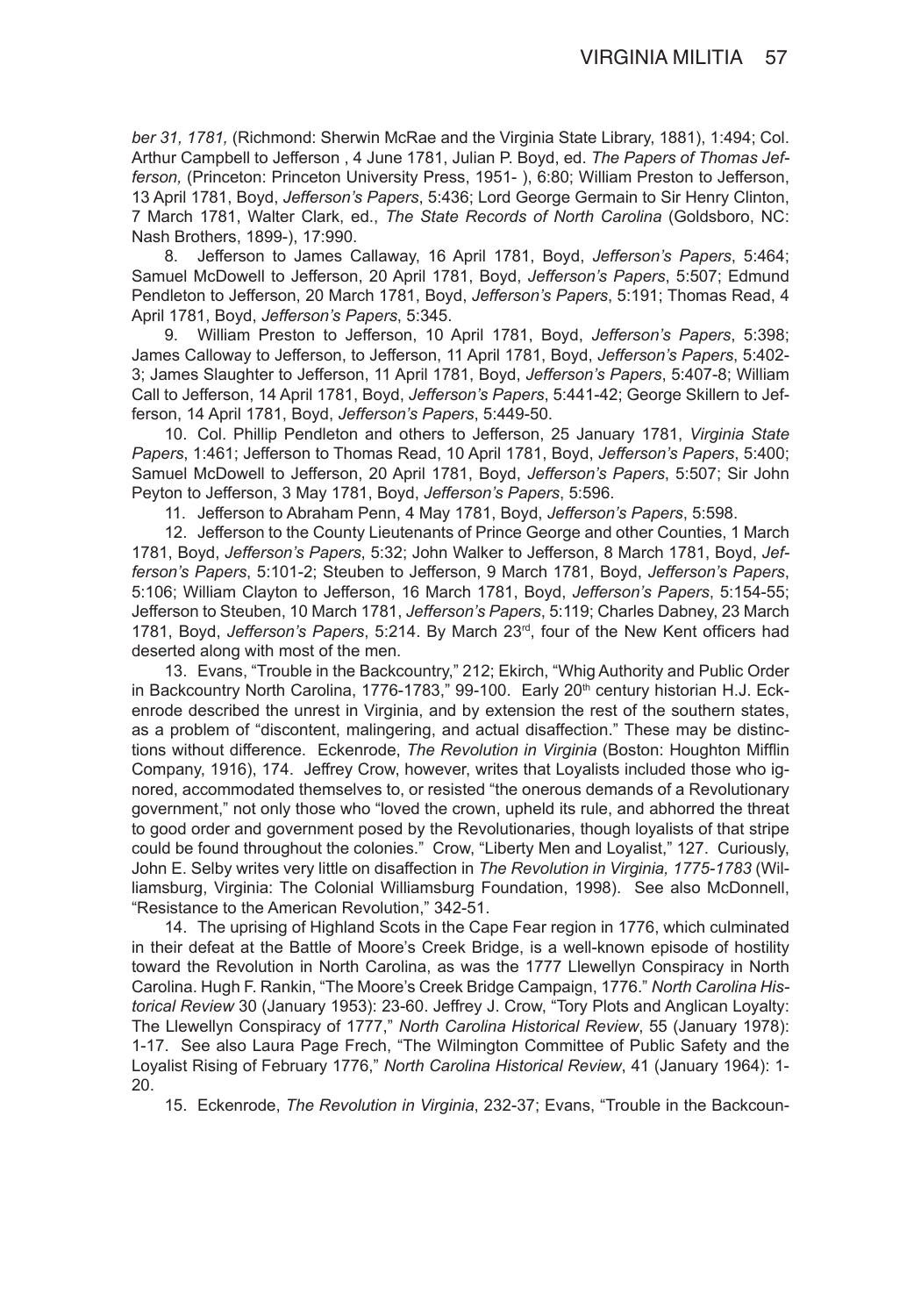*ber 31, 1781,* (Richmond: Sherwin McRae and the Virginia State Library, 1881), 1:494; Col. Arthur Campbell to Jefferson , 4 June 1781, Julian P. Boyd, ed. *The Papers of Thomas Jefferson,* (Princeton: Princeton University Press, 1951- ), 6:80; William Preston to Jefferson, 13 April 1781, Boyd, *Jefferson's Papers*, 5:436; Lord George Germain to Sir Henry Clinton, 7 March 1781, Walter Clark, ed., *The State Records of North Carolina* (Goldsboro, NC: Nash Brothers, 1899-), 17:990.

8. Jefferson to James Callaway, 16 April 1781, Boyd, *Jefferson's Papers*, 5:464; Samuel McDowell to Jefferson, 20 April 1781, Boyd, *Jefferson's Papers*, 5:507; Edmund Pendleton to Jefferson, 20 March 1781, Boyd, *Jefferson's Papers*, 5:191; Thomas Read, 4 April 1781, Boyd, *Jefferson's Papers*, 5:345.

9. William Preston to Jefferson, 10 April 1781, Boyd, *Jefferson's Papers*, 5:398; James Calloway to Jefferson, to Jefferson, 11 April 1781, Boyd, *Jefferson's Papers*, 5:402-3; James Slaughter to Jefferson, 11 April 1781, Boyd, *Jefferson's Papers*, 5:407-8; William Call to Jefferson, 14 April 1781, Boyd, *Jefferson's Papers*, 5:441-42; George Skillern to Jefferson, 14 April 1781, Boyd, *Jefferson's Papers*, 5:449-50.

10. Col. Phillip Pendleton and others to Jefferson, 25 January 1781, *Virginia State Papers*, 1:461; Jefferson to Thomas Read, 10 April 1781, Boyd, *Jefferson's Papers*, 5:400; Samuel McDowell to Jefferson, 20 April 1781, Boyd, *Jefferson's Papers*, 5:507; Sir John Peyton to Jefferson, 3 May 1781, Boyd, *Jefferson's Papers*, 5:596.

11. Jefferson to Abraham Penn, 4 May 1781, Boyd, *Jefferson's Papers*, 5:598.

12. Jefferson to the County Lieutenants of Prince George and other Counties, 1 March 1781, Boyd, *Jefferson's Papers*, 5:32; John Walker to Jefferson, 8 March 1781, Boyd, *Jefferson's Papers*, 5:101-2; Steuben to Jefferson, 9 March 1781, Boyd, *Jefferson's Papers*, 5:106; William Clayton to Jefferson, 16 March 1781, Boyd, *Jefferson's Papers*, 5:154-55; Jefferson to Steuben, 10 March 1781, *Jefferson's Papers*, 5:119; Charles Dabney, 23 March 1781, Boyd, *Jefferson's Papers*, 5:214. By March 23rd, four of the New Kent officers had deserted along with most of the men.

13. Evans, "Trouble in the Backcountry," 212; Ekirch, "Whig Authority and Public Order in Backcountry North Carolina, 1776-1783," 99-100. Early 20th century historian H.J. Eckenrode described the unrest in Virginia, and by extension the rest of the southern states, as a problem of "discontent, malingering, and actual disaffection." These may be distinctions without difference. Eckenrode, *The Revolution in Virginia* (Boston: Houghton Mifflin Company, 1916), 174. Jeffrey Crow, however, writes that Loyalists included those who ignored, accommodated themselves to, or resisted "the onerous demands of a Revolutionary government," not only those who "loved the crown, upheld its rule, and abhorred the threat to good order and government posed by the Revolutionaries, though loyalists of that stripe could be found throughout the colonies." Crow, "Liberty Men and Loyalist," 127. Curiously, John E. Selby writes very little on disaffection in *The Revolution in Virginia, 1775-1783* (Williamsburg, Virginia: The Colonial Williamsburg Foundation, 1998). See also McDonnell, "Resistance to the American Revolution," 342-51.

14. The uprising of Highland Scots in the Cape Fear region in 1776, which culminated in their defeat at the Battle of Moore's Creek Bridge, is a well-known episode of hostility toward the Revolution in North Carolina, as was the 1777 Llewellyn Conspiracy in North Carolina. Hugh F. Rankin, "The Moore's Creek Bridge Campaign, 1776." *North Carolina Historical Review* 30 (January 1953): 23-60. Jeffrey J. Crow, "Tory Plots and Anglican Loyalty: The Llewellyn Conspiracy of 1777," *North Carolina Historical Review*, 55 (January 1978): 1-17. See also Laura Page Frech, "The Wilmington Committee of Public Safety and the Loyalist Rising of February 1776," *North Carolina Historical Review*, 41 (January 1964): 1-20.

15. Eckenrode, *The Revolution in Virginia*, 232-37; Evans, "Trouble in the Backcoun-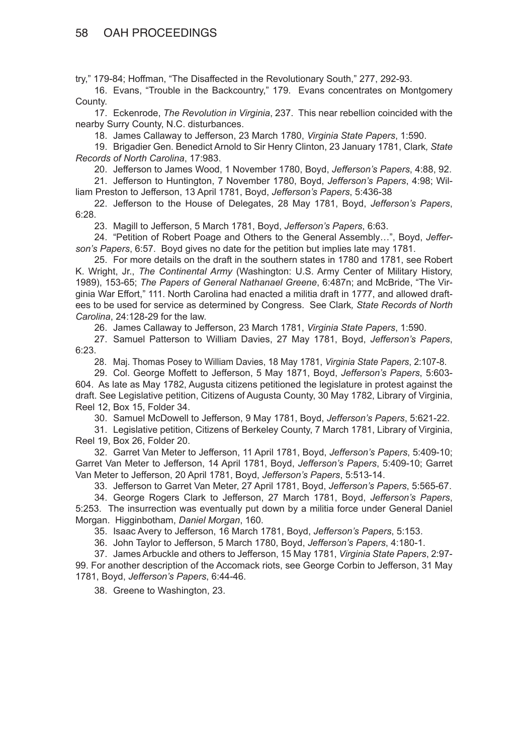try," 179-84; Hoffman, "The Disaffected in the Revolutionary South," 277, 292-93.

16. Evans, "Trouble in the Backcountry," 179. Evans concentrates on Montgomery County.

17. Eckenrode, *The Revolution in Virginia*, 237. This near rebellion coincided with the nearby Surry County, N.C. disturbances.

18. James Callaway to Jefferson, 23 March 1780, *Virginia State Papers*, 1:590.

19. Brigadier Gen. Benedict Arnold to Sir Henry Clinton, 23 January 1781, Clark*, State Records of North Carolina*, 17:983.

20. Jefferson to James Wood, 1 November 1780, Boyd, *Jefferson's Papers*, 4:88, 92.

21. Jefferson to Huntington, 7 November 1780, Boyd, *Jefferson's Papers*, 4:98; William Preston to Jefferson, 13 April 1781, Boyd, *Jefferson's Papers*, 5:436-38

22. Jefferson to the House of Delegates, 28 May 1781, Boyd, *Jefferson's Papers*, 6:28.

23. Magill to Jefferson, 5 March 1781, Boyd, *Jefferson's Papers*, 6:63.

24. "Petition of Robert Poage and Others to the General Assembly…", Boyd, *Jefferson's Papers*, 6:57. Boyd gives no date for the petition but implies late may 1781.

25. For more details on the draft in the southern states in 1780 and 1781, see Robert K. Wright, Jr., *The Continental Army* (Washington: U.S. Army Center of Military History, 1989), 153-65; *The Papers of General Nathanael Greene*, 6:487n; and McBride, "The Virginia War Effort," 111. North Carolina had enacted a militia draft in 1777, and allowed draftees to be used for service as determined by Congress. See Clark*, State Records of North Carolina*, 24:128-29 for the law.

26. James Callaway to Jefferson, 23 March 1781, *Virginia State Papers*, 1:590.

27. Samuel Patterson to William Davies, 27 May 1781, Boyd, *Jefferson's Papers*, 6:23.

28. Maj. Thomas Posey to William Davies, 18 May 1781, *Virginia State Papers*, 2:107-8.

29. Col. George Moffett to Jefferson, 5 May 1871, Boyd, *Jefferson's Papers*, 5:603-604. As late as May 1782, Augusta citizens petitioned the legislature in protest against the draft. See Legislative petition, Citizens of Augusta County, 30 May 1782, Library of Virginia, Reel 12, Box 15, Folder 34.

30. Samuel McDowell to Jefferson, 9 May 1781, Boyd, *Jefferson's Papers*, 5:621-22.

31. Legislative petition, Citizens of Berkeley County, 7 March 1781, Library of Virginia, Reel 19, Box 26, Folder 20.

32. Garret Van Meter to Jefferson, 11 April 1781, Boyd, *Jefferson's Papers*, 5:409-10; Garret Van Meter to Jefferson, 14 April 1781, Boyd, *Jefferson's Papers*, 5:409-10; Garret Van Meter to Jefferson, 20 April 1781, Boyd, *Jefferson's Papers*, 5:513-14.

33. Jefferson to Garret Van Meter, 27 April 1781, Boyd, *Jefferson's Papers*, 5:565-67.

34. George Rogers Clark to Jefferson, 27 March 1781, Boyd, *Jefferson's Papers*, 5:253. The insurrection was eventually put down by a militia force under General Daniel Morgan. Higginbotham, *Daniel Morgan*, 160.

35. Isaac Avery to Jefferson, 16 March 1781, Boyd, *Jefferson's Papers*, 5:153.

36. John Taylor to Jefferson, 5 March 1780, Boyd, *Jefferson's Papers*, 4:180-1.

37. James Arbuckle and others to Jefferson, 15 May 1781, *Virginia State Papers*, 2:97-99. For another description of the Accomack riots, see George Corbin to Jefferson, 31 May 1781, Boyd, *Jefferson's Papers*, 6:44-46.

38. Greene to Washington, 23.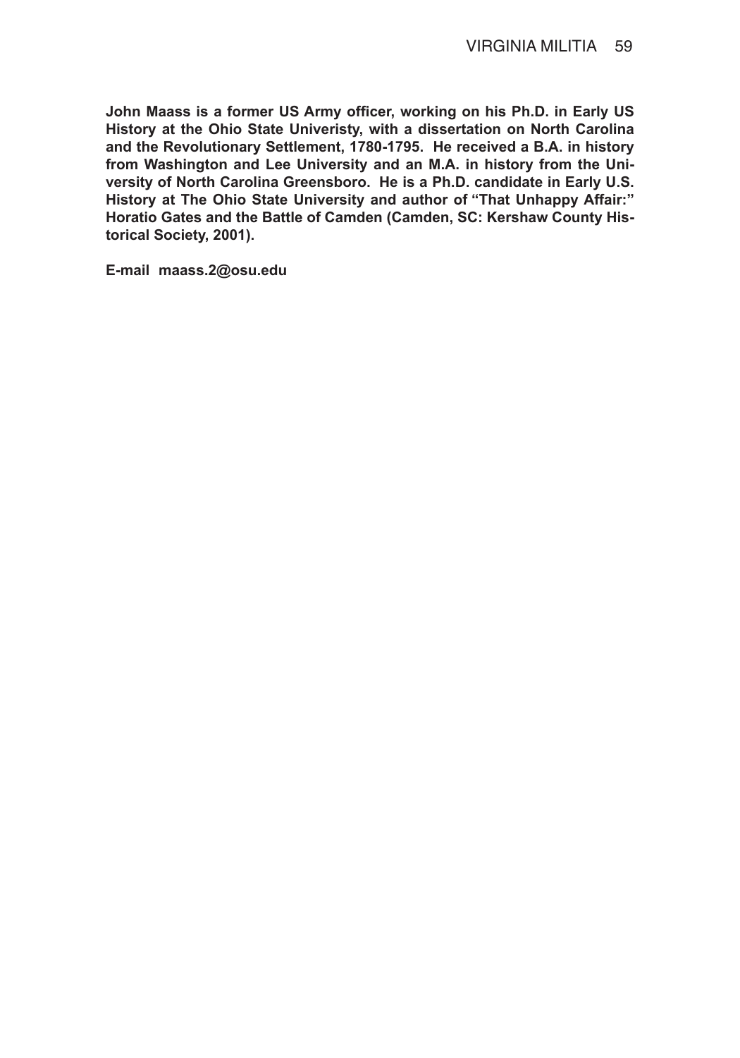**John Maass is a former US Army officer, working on his Ph.D. in Early US History at the Ohio State Univeristy, with a dissertation on North Carolina and the Revolutionary Settlement, 1780-1795. He received a B.A. in history from Washington and Lee University and an M.A. in history from the University of North Carolina Greensboro. He is a Ph.D. candidate in Early U.S. History at The Ohio State University and author of "That Unhappy Affair:" Horatio Gates and the Battle of Camden (Camden, SC: Kershaw County Historical Society, 2001).**

**E-mail maass.2@osu.edu**